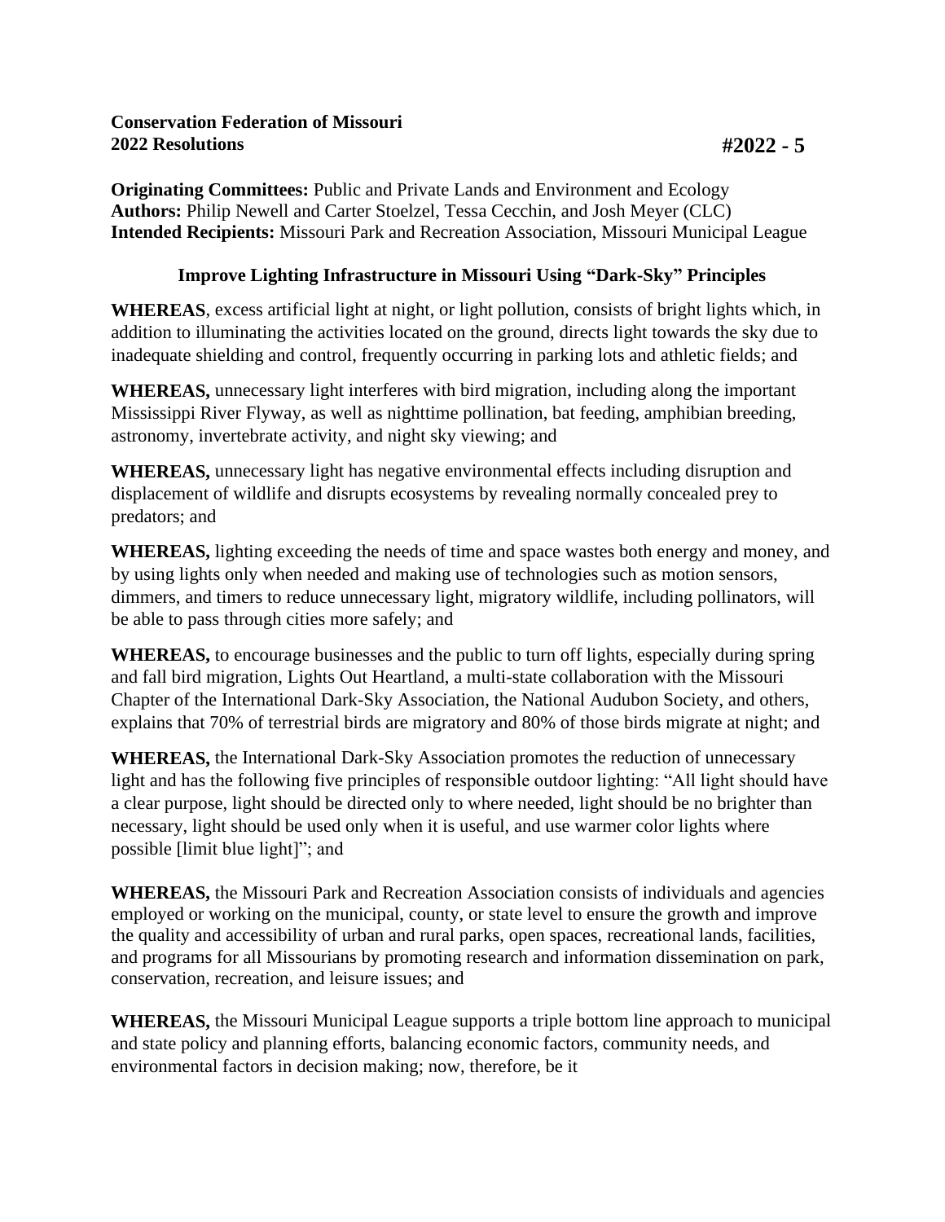**Conservation Federation of Missouri**
**2022 Resolutions** **#2022 - 5**

**Originating Committees:** Public and Private Lands and Environment and Ecology
**Authors:** Philip Newell and Carter Stoelzel, Tessa Cecchin, and Josh Meyer (CLC)
**Intended Recipients:** Missouri Park and Recreation Association, Missouri Municipal League

## Improve Lighting Infrastructure in Missouri Using "Dark-Sky" Principles

**WHEREAS**, excess artificial light at night, or light pollution, consists of bright lights which, in addition to illuminating the activities located on the ground, directs light towards the sky due to inadequate shielding and control, frequently occurring in parking lots and athletic fields; and

**WHEREAS,** unnecessary light interferes with bird migration, including along the important Mississippi River Flyway, as well as nighttime pollination, bat feeding, amphibian breeding, astronomy, invertebrate activity, and night sky viewing; and

**WHEREAS,** unnecessary light has negative environmental effects including disruption and displacement of wildlife and disrupts ecosystems by revealing normally concealed prey to predators; and

**WHEREAS,** lighting exceeding the needs of time and space wastes both energy and money, and by using lights only when needed and making use of technologies such as motion sensors, dimmers, and timers to reduce unnecessary light, migratory wildlife, including pollinators, will be able to pass through cities more safely; and

**WHEREAS,** to encourage businesses and the public to turn off lights, especially during spring and fall bird migration, Lights Out Heartland, a multi-state collaboration with the Missouri Chapter of the International Dark-Sky Association, the National Audubon Society, and others, explains that 70% of terrestrial birds are migratory and 80% of those birds migrate at night; and

**WHEREAS,** the International Dark-Sky Association promotes the reduction of unnecessary light and has the following five principles of responsible outdoor lighting: "All light should have a clear purpose, light should be directed only to where needed, light should be no brighter than necessary, light should be used only when it is useful, and use warmer color lights where possible [limit blue light]"; and

**WHEREAS,** the Missouri Park and Recreation Association consists of individuals and agencies employed or working on the municipal, county, or state level to ensure the growth and improve the quality and accessibility of urban and rural parks, open spaces, recreational lands, facilities, and programs for all Missourians by promoting research and information dissemination on park, conservation, recreation, and leisure issues; and

**WHEREAS,** the Missouri Municipal League supports a triple bottom line approach to municipal and state policy and planning efforts, balancing economic factors, community needs, and environmental factors in decision making; now, therefore, be it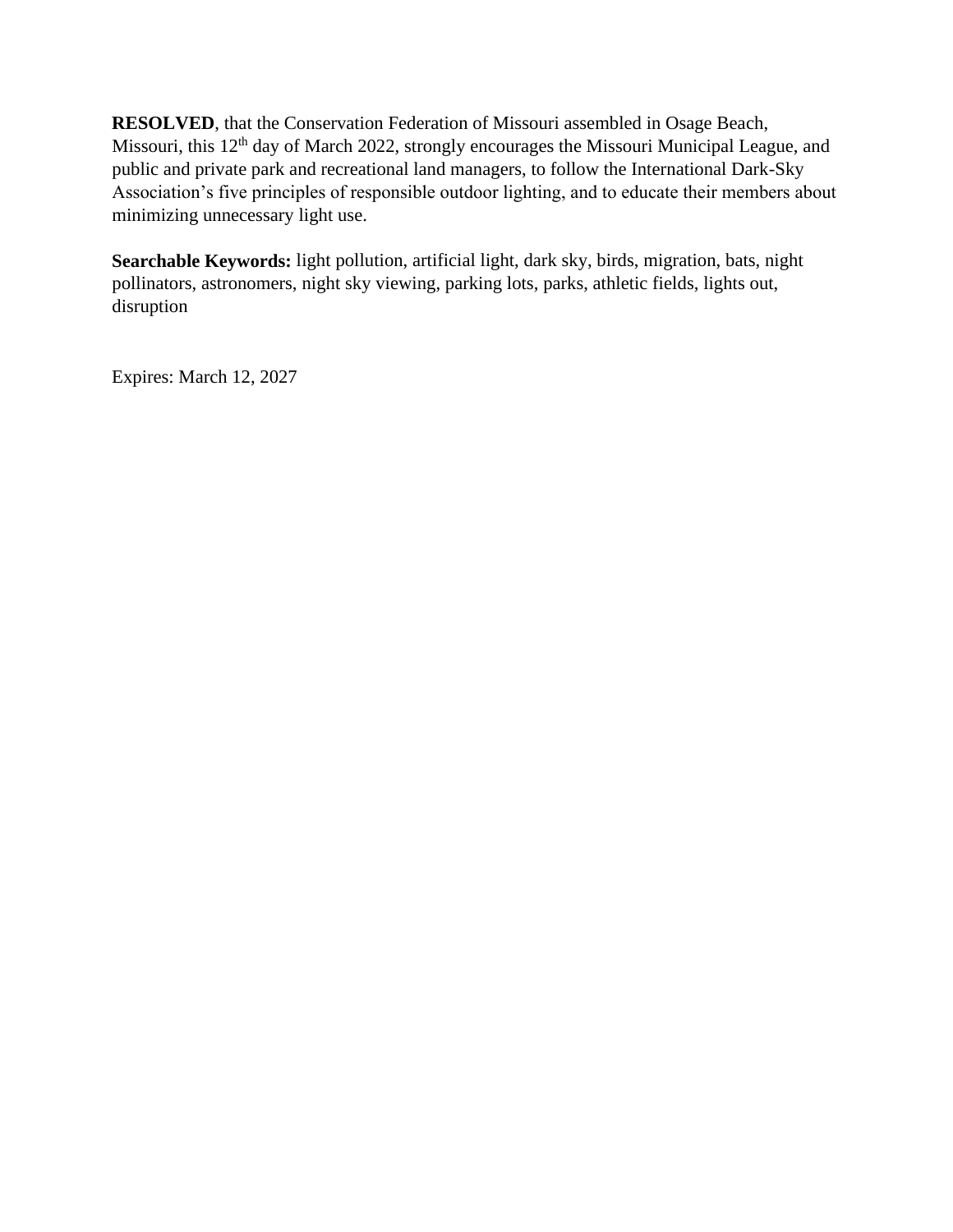**RESOLVED**, that the Conservation Federation of Missouri assembled in Osage Beach, Missouri, this 12th day of March 2022, strongly encourages the Missouri Municipal League, and public and private park and recreational land managers, to follow the International Dark-Sky Association's five principles of responsible outdoor lighting, and to educate their members about minimizing unnecessary light use.

**Searchable Keywords:** light pollution, artificial light, dark sky, birds, migration, bats, night pollinators, astronomers, night sky viewing, parking lots, parks, athletic fields, lights out, disruption

Expires: March 12, 2027